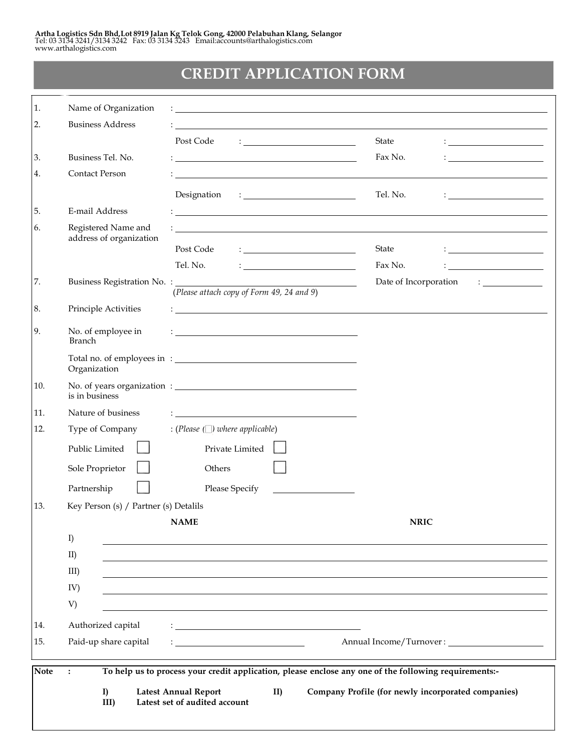**Artha Logistics Sdn Bhd,Lot 8919 Jalan Kg Telok Gong, 42000 Pelabuhan Klang, Selangor**
Tel: 03 3134 3241/3134 3242 Fax: 03 3134 3243 Email:accounts@arthalogistics.com
www.arthalogistics.com

# CREDIT APPLICATION FORM

1. Name of Organization : ______________________________

2. Business Address : ______________________________

   Post Code : ____________ State : ____________

3. Business Tel. No. : ____________ Fax No. : ____________

4. Contact Person : ______________________________

   Designation : ____________ Tel. No. : ____________

5. E-mail Address : ______________________________

6. Registered Name and address of organization : ______________________________

   Post Code : ____________ State : ____________

   Tel. No. : ____________ Fax No. : ____________

7. Business Registration No. : ____________ Date of Incorporation : ____________

   (*Please attach copy of Form 49, 24 and 9*)

8. Principle Activities : ______________________________

9. No. of employee in Branch : ____________

   Total no. of employees in Organization : ____________

10. No. of years organization is in business : ____________

11. Nature of business : ____________

12. Type of Company : (*Please (☐) where applicable*)

    Public Limited ☐ Private Limited ☐

    Sole Proprietor ☐ Others ☐

    Partnership ☐ Please Specify ____________

13. Key Person (s) / Partner (s) Detalils

| | NAME | NRIC |
|---|---|---|
| I) | | |
| II) | | |
| III) | | |
| IV) | | |
| V) | | |

14. Authorized capital : ____________

15. Paid-up share capital : ____________ Annual Income/Turnover : ____________

**Note : To help us to process your credit application, please enclose any one of the following requirements:-**

**I) Latest Annual Report**
**II) Company Profile (for newly incorporated companies)**
**III) Latest set of audited account**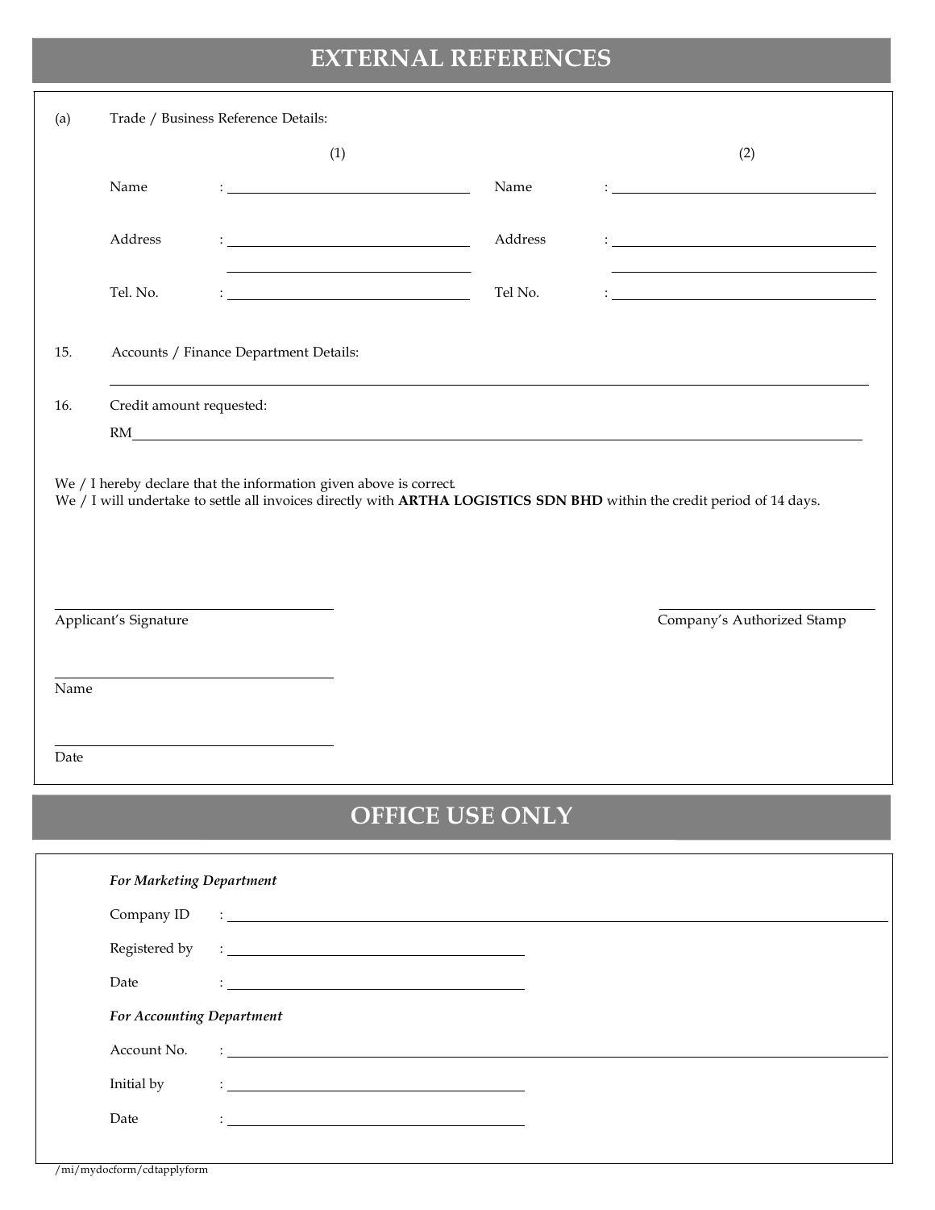# EXTERNAL REFERENCES

(a) Trade / Business Reference Details:

| (1) | | (2) | |
|---|---|---|---|
| Name | : | Name | : |
| Address | : | Address | : |
| Tel. No. | : | Tel No. | : |

15. Accounts / Finance Department Details:

_______________________________________________

16. Credit amount requested:

RM_______________________________________________

We / I hereby declare that the information given above is correct.
We / I will undertake to settle all invoices directly with **ARTHA LOGISTICS SDN BHD** within the credit period of 14 days.

_______________________
Applicant's Signature

_______________________
Company's Authorized Stamp

_______________________
Name

_______________________
Date

# OFFICE USE ONLY

***For Marketing Department***

Company ID : _______________________

Registered by : _______________________

Date : _______________________

***For Accounting Department***

Account No. : _______________________

Initial by : _______________________

Date : _______________________

/mi/mydocform/cdtapplyform